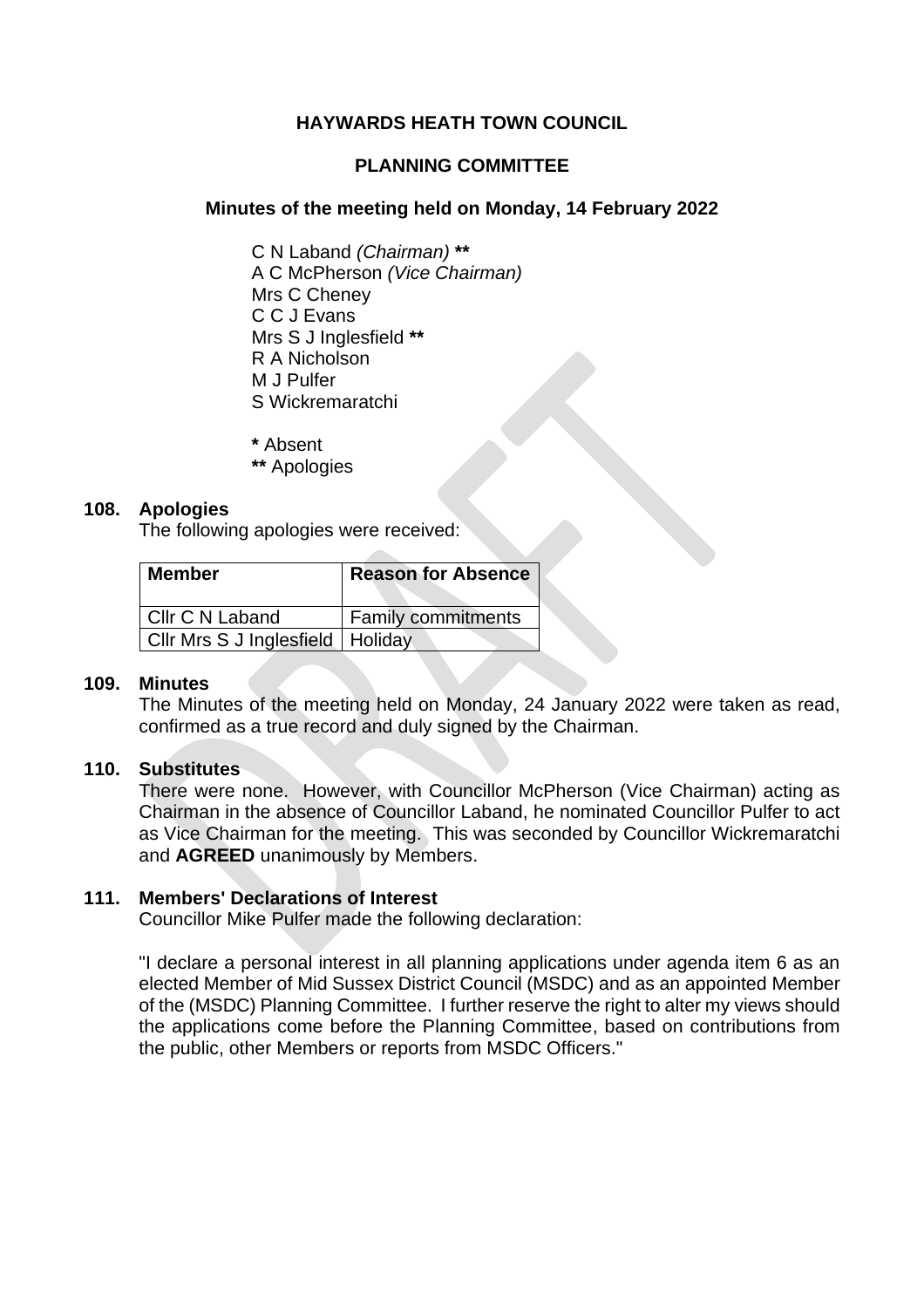# HAYWARDS HEATH TOWN COUNCIL

## PLANNING COMMITTEE

### Minutes of the meeting held on Monday, 14 February 2022

C N Laband *(Chairman)* **
A C McPherson *(Vice Chairman)*
Mrs C Cheney
C C J Evans
Mrs S J Inglesfield **
R A Nicholson
M J Pulfer
S Wickremaratchi

\* Absent
** Apologies

**108. Apologies**

The following apologies were received:

| Member | Reason for Absence |
|---|---|
| Cllr C N Laband | Family commitments |
| Cllr Mrs S J Inglesfield | Holiday |

**109. Minutes**

The Minutes of the meeting held on Monday, 24 January 2022 were taken as read, confirmed as a true record and duly signed by the Chairman.

**110. Substitutes**

There were none. However, with Councillor McPherson (Vice Chairman) acting as Chairman in the absence of Councillor Laband, he nominated Councillor Pulfer to act as Vice Chairman for the meeting. This was seconded by Councillor Wickremaratchi and **AGREED** unanimously by Members.

**111. Members' Declarations of Interest**

Councillor Mike Pulfer made the following declaration:

"I declare a personal interest in all planning applications under agenda item 6 as an elected Member of Mid Sussex District Council (MSDC) and as an appointed Member of the (MSDC) Planning Committee. I further reserve the right to alter my views should the applications come before the Planning Committee, based on contributions from the public, other Members or reports from MSDC Officers."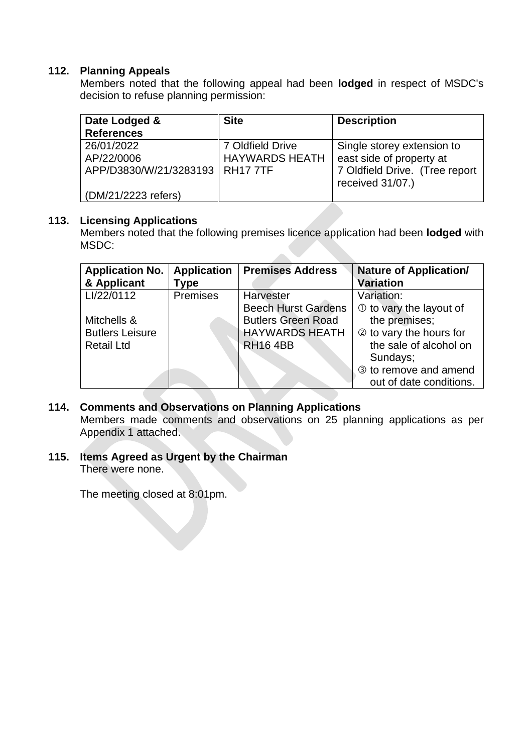## 112. Planning Appeals

Members noted that the following appeal had been **lodged** in respect of MSDC's decision to refuse planning permission:

| Date Lodged & References | Site | Description |
| --- | --- | --- |
| 26/01/2022<br>AP/22/0006<br>APP/D3830/W/21/3283193<br><br>(DM/21/2223 refers) | 7 Oldfield Drive<br>HAYWARDS HEATH<br>RH17 7TF | Single storey extension to east side of property at 7 Oldfield Drive. (Tree report received 31/07.) |

## 113. Licensing Applications

Members noted that the following premises licence application had been **lodged** with MSDC:

| Application No. & Applicant | Application Type | Premises Address | Nature of Application/ Variation |
| --- | --- | --- | --- |
| LI/22/0112<br><br>Mitchells & Butlers Leisure Retail Ltd | Premises | Harvester<br>Beech Hurst Gardens<br>Butlers Green Road<br>HAYWARDS HEATH<br>RH16 4BB | Variation:<br>① to vary the layout of the premises;<br>② to vary the hours for the sale of alcohol on Sundays;<br>③ to remove and amend out of date conditions. |

## 114. Comments and Observations on Planning Applications

Members made comments and observations on 25 planning applications as per Appendix 1 attached.

## 115. Items Agreed as Urgent by the Chairman

There were none.

The meeting closed at 8:01pm.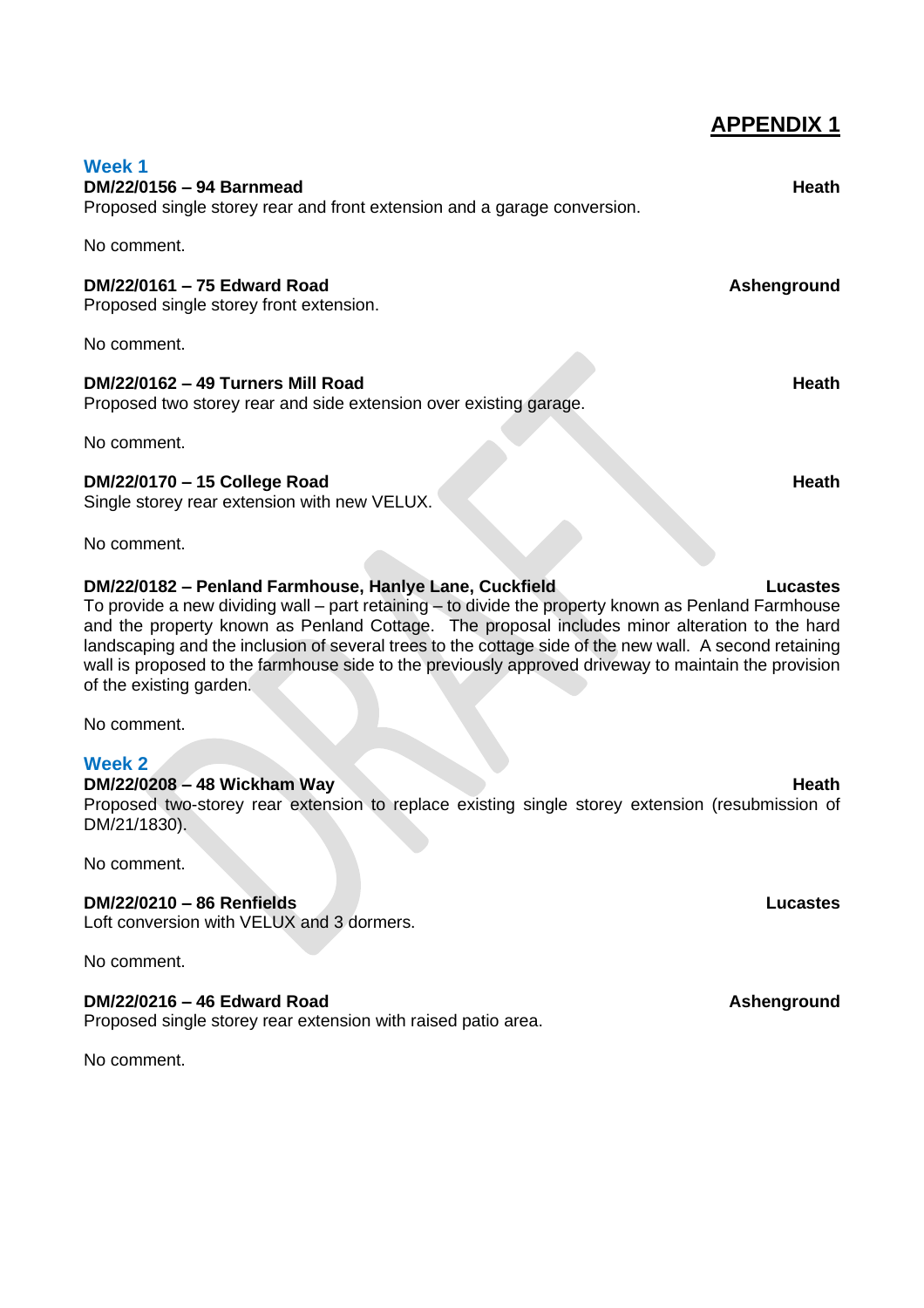# APPENDIX 1

## Week 1

**DM/22/0156 – 94 Barnmead** **Heath**

Proposed single storey rear and front extension and a garage conversion.

No comment.

**DM/22/0161 – 75 Edward Road** **Ashenground**

Proposed single storey front extension.

No comment.

**DM/22/0162 – 49 Turners Mill Road** **Heath**

Proposed two storey rear and side extension over existing garage.

No comment.

**DM/22/0170 – 15 College Road** **Heath**

Single storey rear extension with new VELUX.

No comment.

**DM/22/0182 – Penland Farmhouse, Hanlye Lane, Cuckfield** **Lucastes**

To provide a new dividing wall – part retaining – to divide the property known as Penland Farmhouse and the property known as Penland Cottage. The proposal includes minor alteration to the hard landscaping and the inclusion of several trees to the cottage side of the new wall. A second retaining wall is proposed to the farmhouse side to the previously approved driveway to maintain the provision of the existing garden.

No comment.

## Week 2

**DM/22/0208 – 48 Wickham Way** **Heath**

Proposed two-storey rear extension to replace existing single storey extension (resubmission of DM/21/1830).

No comment.

**DM/22/0210 – 86 Renfields** **Lucastes**

Loft conversion with VELUX and 3 dormers.

No comment.

**DM/22/0216 – 46 Edward Road** **Ashenground**

Proposed single storey rear extension with raised patio area.

No comment.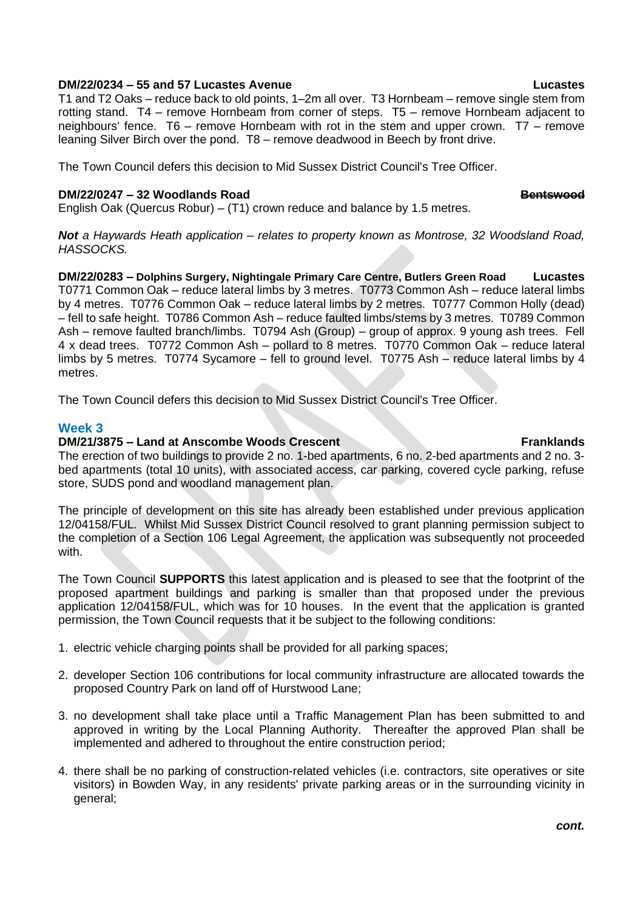**DM/22/0234 – 55 and 57 Lucastes Avenue** **Lucastes**

T1 and T2 Oaks – reduce back to old points, 1–2m all over. T3 Hornbeam – remove single stem from rotting stand. T4 – remove Hornbeam from corner of steps. T5 – remove Hornbeam adjacent to neighbours' fence. T6 – remove Hornbeam with rot in the stem and upper crown. T7 – remove leaning Silver Birch over the pond. T8 – remove deadwood in Beech by front drive.

The Town Council defers this decision to Mid Sussex District Council's Tree Officer.

**DM/22/0247 – 32 Woodlands Road** **~~Bentswood~~**

English Oak (Quercus Robur) – (T1) crown reduce and balance by 1.5 metres.

***Not** a Haywards Heath application – relates to property known as Montrose, 32 Woodsland Road, HASSOCKS.*

**DM/22/0283 – Dolphins Surgery, Nightingale Primary Care Centre, Butlers Green Road** **Lucastes**

T0771 Common Oak – reduce lateral limbs by 3 metres. T0773 Common Ash – reduce lateral limbs by 4 metres. T0776 Common Oak – reduce lateral limbs by 2 metres. T0777 Common Holly (dead) – fell to safe height. T0786 Common Ash – reduce faulted limbs/stems by 3 metres. T0789 Common Ash – remove faulted branch/limbs. T0794 Ash (Group) – group of approx. 9 young ash trees. Fell 4 x dead trees. T0772 Common Ash – pollard to 8 metres. T0770 Common Oak – reduce lateral limbs by 5 metres. T0774 Sycamore – fell to ground level. T0775 Ash – reduce lateral limbs by 4 metres.

The Town Council defers this decision to Mid Sussex District Council's Tree Officer.

## Week 3

**DM/21/3875 – Land at Anscombe Woods Crescent** **Franklands**

The erection of two buildings to provide 2 no. 1-bed apartments, 6 no. 2-bed apartments and 2 no. 3-bed apartments (total 10 units), with associated access, car parking, covered cycle parking, refuse store, SUDS pond and woodland management plan.

The principle of development on this site has already been established under previous application 12/04158/FUL. Whilst Mid Sussex District Council resolved to grant planning permission subject to the completion of a Section 106 Legal Agreement, the application was subsequently not proceeded with.

The Town Council **SUPPORTS** this latest application and is pleased to see that the footprint of the proposed apartment buildings and parking is smaller than that proposed under the previous application 12/04158/FUL, which was for 10 houses. In the event that the application is granted permission, the Town Council requests that it be subject to the following conditions:

1. electric vehicle charging points shall be provided for all parking spaces;

2. developer Section 106 contributions for local community infrastructure are allocated towards the proposed Country Park on land off of Hurstwood Lane;

3. no development shall take place until a Traffic Management Plan has been submitted to and approved in writing by the Local Planning Authority. Thereafter the approved Plan shall be implemented and adhered to throughout the entire construction period;

4. there shall be no parking of construction-related vehicles (i.e. contractors, site operatives or site visitors) in Bowden Way, in any residents' private parking areas or in the surrounding vicinity in general;

***cont.***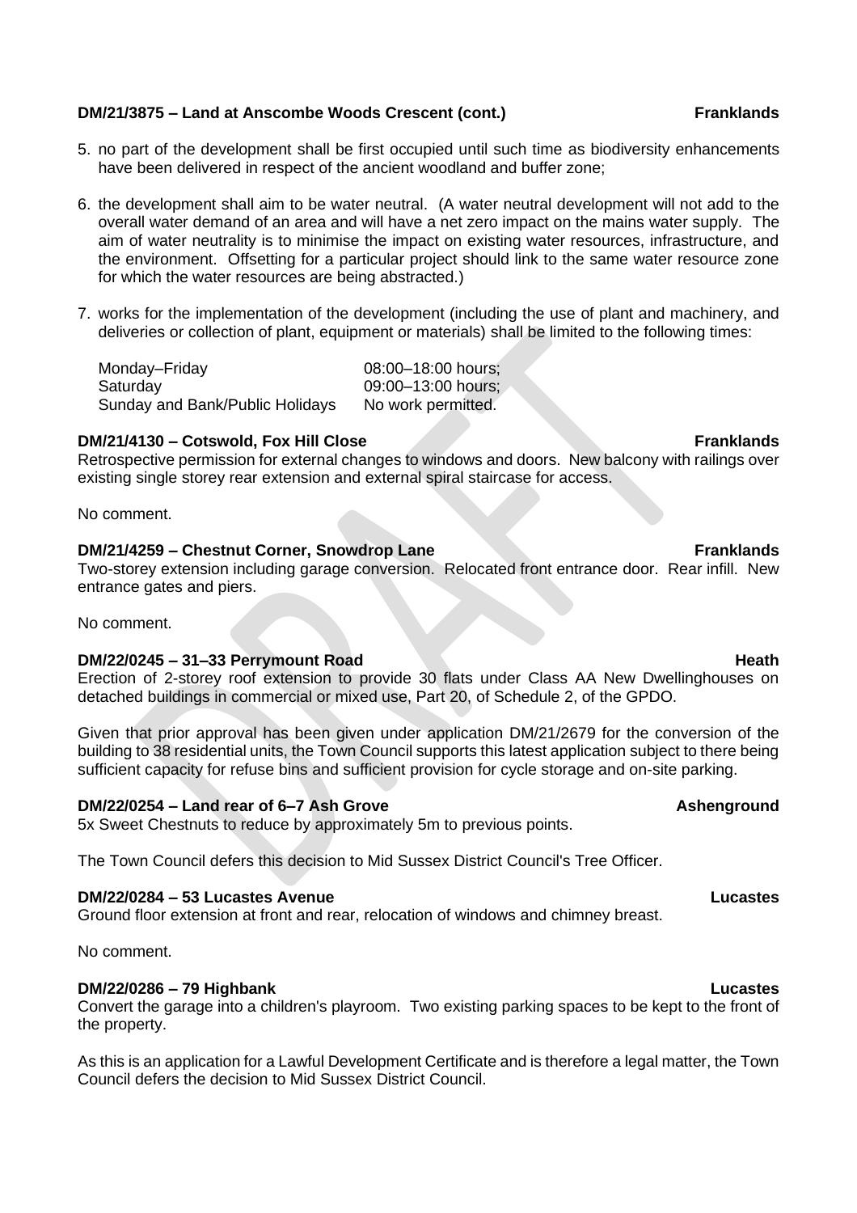**DM/21/3875 – Land at Anscombe Woods Crescent (cont.)** **Franklands**

5. no part of the development shall be first occupied until such time as biodiversity enhancements have been delivered in respect of the ancient woodland and buffer zone;

6. the development shall aim to be water neutral. (A water neutral development will not add to the overall water demand of an area and will have a net zero impact on the mains water supply. The aim of water neutrality is to minimise the impact on existing water resources, infrastructure, and the environment. Offsetting for a particular project should link to the same water resource zone for which the water resources are being abstracted.)

7. works for the implementation of the development (including the use of plant and machinery, and deliveries or collection of plant, equipment or materials) shall be limited to the following times:

| | |
|---|---|
| Monday–Friday | 08:00–18:00 hours; |
| Saturday | 09:00–13:00 hours; |
| Sunday and Bank/Public Holidays | No work permitted. |

**DM/21/4130 – Cotswold, Fox Hill Close** **Franklands**
Retrospective permission for external changes to windows and doors. New balcony with railings over existing single storey rear extension and external spiral staircase for access.

No comment.

**DM/21/4259 – Chestnut Corner, Snowdrop Lane** **Franklands**
Two-storey extension including garage conversion. Relocated front entrance door. Rear infill. New entrance gates and piers.

No comment.

**DM/22/0245 – 31–33 Perrymount Road** **Heath**
Erection of 2-storey roof extension to provide 30 flats under Class AA New Dwellinghouses on detached buildings in commercial or mixed use, Part 20, of Schedule 2, of the GPDO.

Given that prior approval has been given under application DM/21/2679 for the conversion of the building to 38 residential units, the Town Council supports this latest application subject to there being sufficient capacity for refuse bins and sufficient provision for cycle storage and on-site parking.

**DM/22/0254 – Land rear of 6–7 Ash Grove** **Ashenground**
5x Sweet Chestnuts to reduce by approximately 5m to previous points.

The Town Council defers this decision to Mid Sussex District Council's Tree Officer.

**DM/22/0284 – 53 Lucastes Avenue** **Lucastes**
Ground floor extension at front and rear, relocation of windows and chimney breast.

No comment.

**DM/22/0286 – 79 Highbank** **Lucastes**
Convert the garage into a children's playroom. Two existing parking spaces to be kept to the front of the property.

As this is an application for a Lawful Development Certificate and is therefore a legal matter, the Town Council defers the decision to Mid Sussex District Council.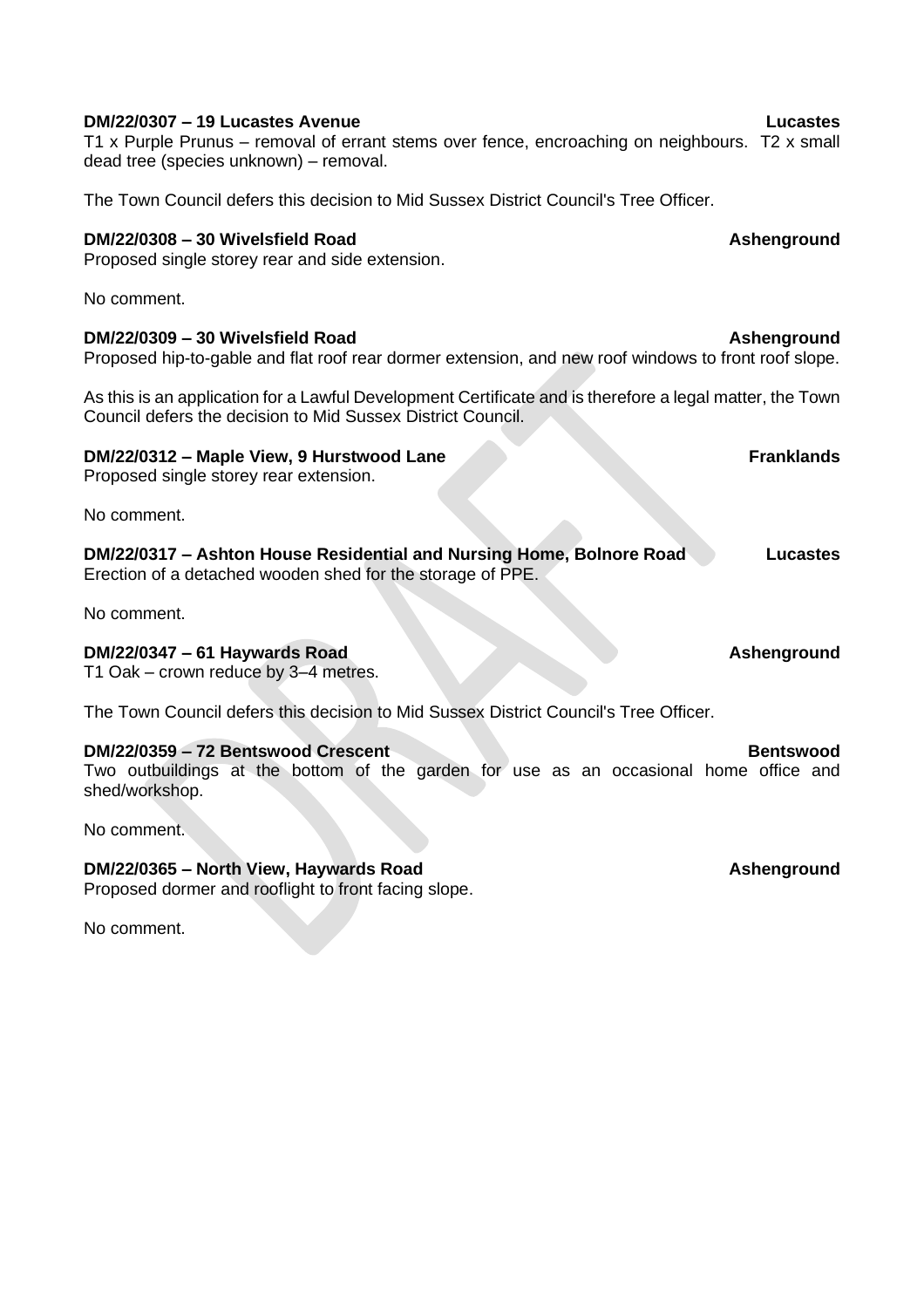**DM/22/0307 – 19 Lucastes Avenue** **Lucastes**

T1 x Purple Prunus – removal of errant stems over fence, encroaching on neighbours. T2 x small dead tree (species unknown) – removal.

The Town Council defers this decision to Mid Sussex District Council's Tree Officer.

**DM/22/0308 – 30 Wivelsfield Road** **Ashenground**

Proposed single storey rear and side extension.

No comment.

**DM/22/0309 – 30 Wivelsfield Road** **Ashenground**

Proposed hip-to-gable and flat roof rear dormer extension, and new roof windows to front roof slope.

As this is an application for a Lawful Development Certificate and is therefore a legal matter, the Town Council defers the decision to Mid Sussex District Council.

**DM/22/0312 – Maple View, 9 Hurstwood Lane** **Franklands**

Proposed single storey rear extension.

No comment.

**DM/22/0317 – Ashton House Residential and Nursing Home, Bolnore Road** **Lucastes**

Erection of a detached wooden shed for the storage of PPE.

No comment.

**DM/22/0347 – 61 Haywards Road** **Ashenground**

T1 Oak – crown reduce by 3–4 metres.

The Town Council defers this decision to Mid Sussex District Council's Tree Officer.

**DM/22/0359 – 72 Bentswood Crescent** **Bentswood**

Two outbuildings at the bottom of the garden for use as an occasional home office and shed/workshop.

No comment.

**DM/22/0365 – North View, Haywards Road** **Ashenground**

Proposed dormer and rooflight to front facing slope.

No comment.